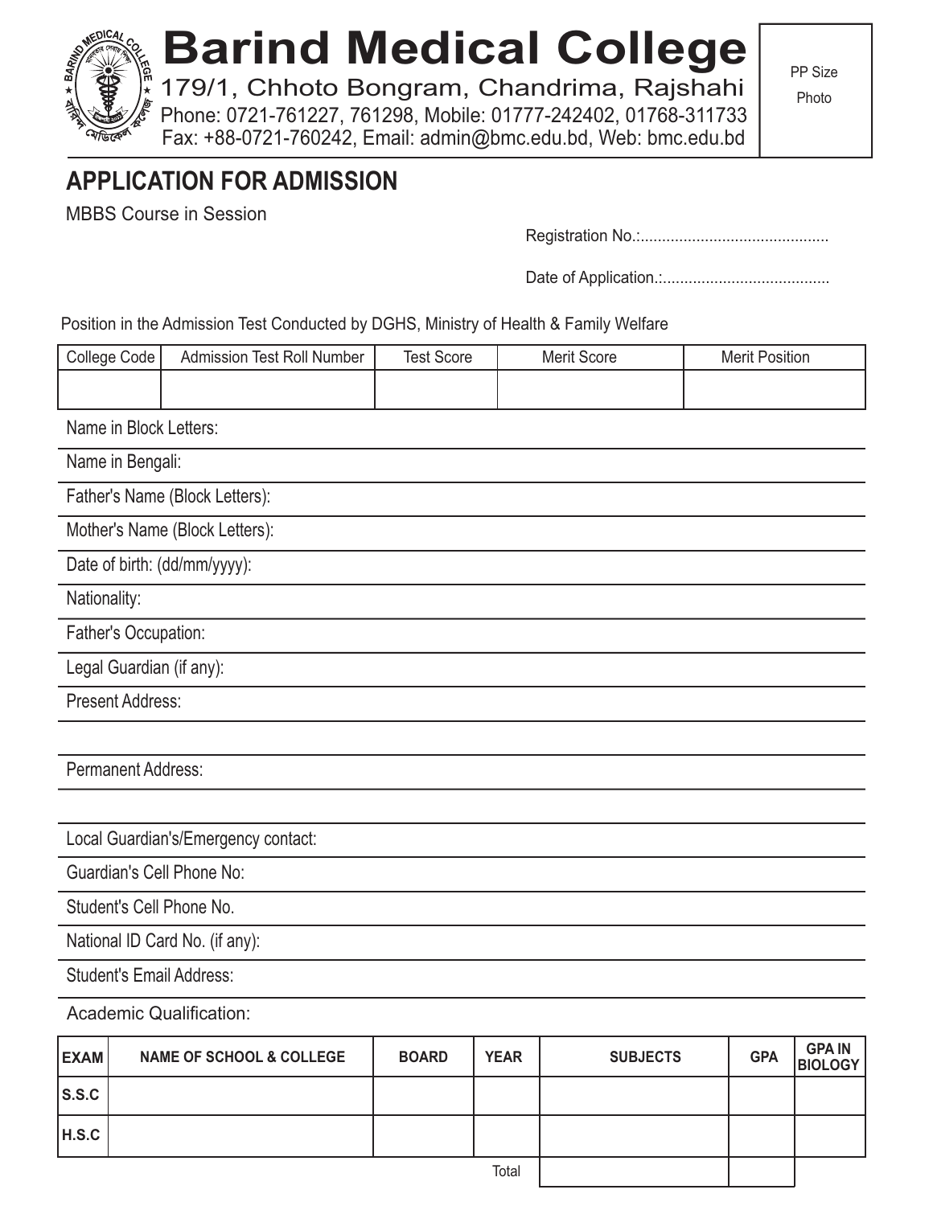# Barind Medical College

179/1, Chhoto Bongram, Chandrima, Rajshahi
Phone: 0721-761227, 761298, Mobile: 01777-242402, 01768-311733
Fax: +88-0721-760242, Email: admin@bmc.edu.bd, Web: bmc.edu.bd

PP Size Photo

## APPLICATION FOR ADMISSION

MBBS Course in Session

Registration No.:............................................

Date of Application.:.......................................

Position in the Admission Test Conducted by DGHS, Ministry of Health & Family Welfare

| College Code | Admission Test Roll Number | Test Score | Merit Score | Merit Position |
|---|---|---|---|---|
| | | | | |

Name in Block Letters:

Name in Bengali:

Father's Name (Block Letters):

Mother's Name (Block Letters):

Date of birth: (dd/mm/yyyy):

Nationality:

Father's Occupation:

Legal Guardian (if any):

Present Address:

Permanent Address:

Local Guardian's/Emergency contact:

Guardian's Cell Phone No:

Student's Cell Phone No.

National ID Card No. (if any):

Student's Email Address:

Academic Qualification:

| EXAM | NAME OF SCHOOL & COLLEGE | BOARD | YEAR | SUBJECTS | GPA | GPA IN BIOLOGY |
|---|---|---|---|---|---|---|
| S.S.C | | | | | | |
| H.S.C | | | | | | |
| | | | Total | | | |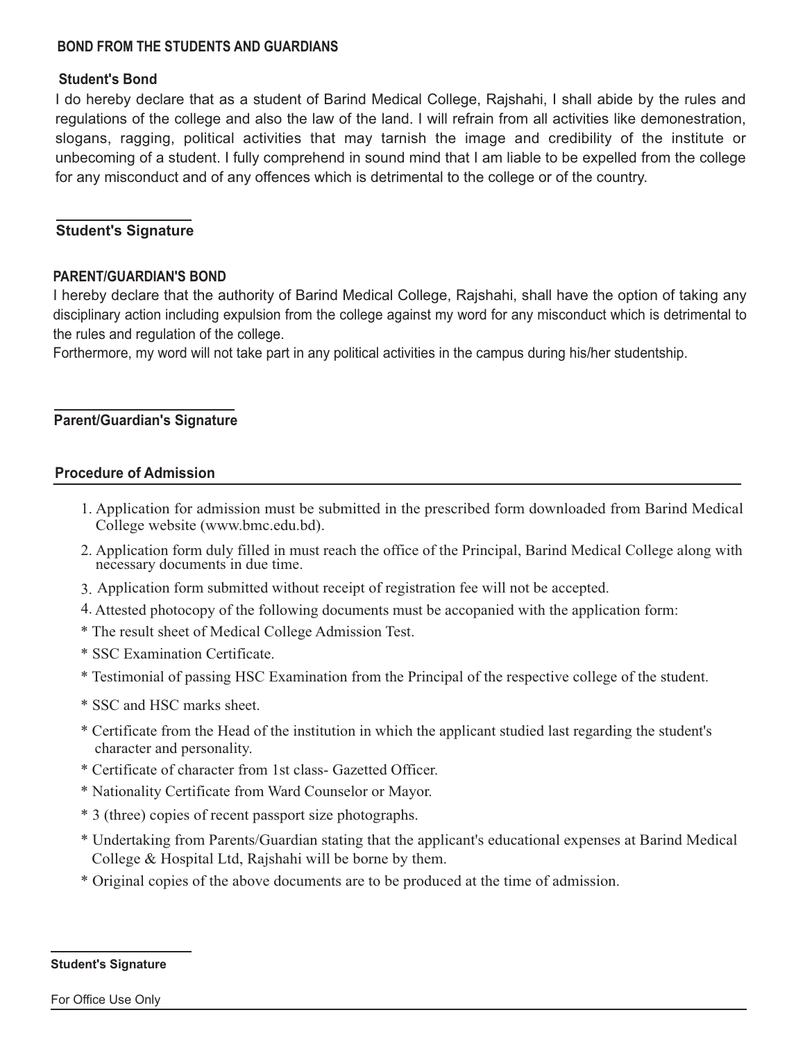## BOND FROM THE STUDENTS AND GUARDIANS

### Student's Bond

I do hereby declare that as a student of Barind Medical College, Rajshahi, I shall abide by the rules and regulations of the college and also the law of the land. I will refrain from all activities like demonestration, slogans, ragging, political activities that may tarnish the image and credibility of the institute or unbecoming of a student. I fully comprehend in sound mind that I am liable to be expelled from the college for any misconduct and of any offences which is detrimental to the college or of the country.

______________________

**Student's Signature**

### PARENT/GUARDIAN'S BOND

I hereby declare that the authority of Barind Medical College, Rajshahi, shall have the option of taking any disciplinary action including expulsion from the college against my word for any misconduct which is detrimental to the rules and regulation of the college.

Forthermore, my word will not take part in any political activities in the campus during his/her studentship.

______________________

**Parent/Guardian's Signature**

### Procedure of Admission

1. Application for admission must be submitted in the prescribed form downloaded from Barind Medical College website (www.bmc.edu.bd).
2. Application form duly filled in must reach the office of the Principal, Barind Medical College along with necessary documents in due time.
3. Application form submitted without receipt of registration fee will not be accepted.
4. Attested photocopy of the following documents must be accopanied with the application form:

* The result sheet of Medical College Admission Test.
* SSC Examination Certificate.
* Testimonial of passing HSC Examination from the Principal of the respective college of the student.
* SSC and HSC marks sheet.
* Certificate from the Head of the institution in which the applicant studied last regarding the student's character and personality.
* Certificate of character from 1st class- Gazetted Officer.
* Nationality Certificate from Ward Counselor or Mayor.
* 3 (three) copies of recent passport size photographs.
* Undertaking from Parents/Guardian stating that the applicant's educational expenses at Barind Medical College & Hospital Ltd, Rajshahi will be borne by them.
* Original copies of the above documents are to be produced at the time of admission.

______________________

**Student's Signature**

For Office Use Only